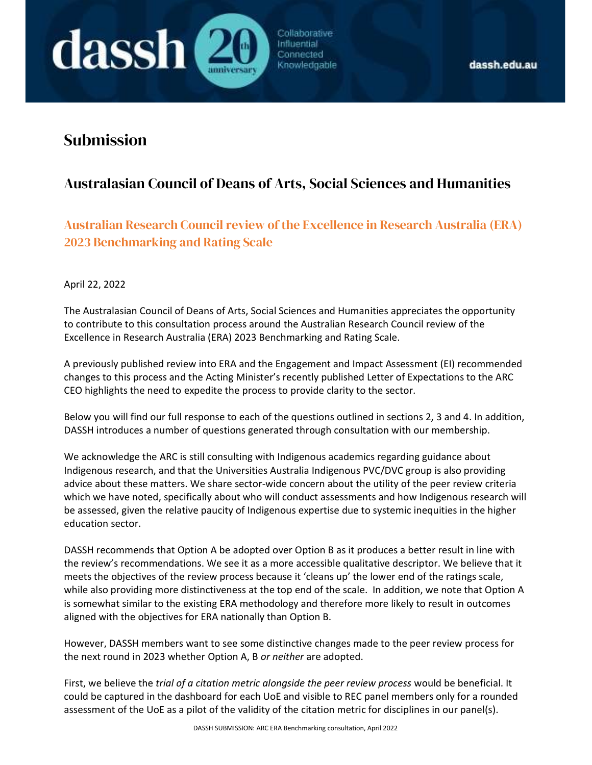# Submission

## Australasian Council of Deans of Arts, Social Sciences and Humanities

### Australian Research Council review of the Excellence in Research Australia (ERA) 2023 Benchmarking and Rating Scale

April 22, 2022

The Australasian Council of Deans of Arts, Social Sciences and Humanities appreciates the opportunity to contribute to this consultation process around the Australian Research Council review of the Excellence in Research Australia (ERA) 2023 Benchmarking and Rating Scale.

A previously published review into ERA and the Engagement and Impact Assessment (EI) recommended changes to this process and the Acting Minister's recently published Letter of Expectations to the ARC CEO highlights the need to expedite the process to provide clarity to the sector.

Below you will find our full response to each of the questions outlined in sections 2, 3 and 4. In addition, DASSH introduces a number of questions generated through consultation with our membership.

We acknowledge the ARC is still consulting with Indigenous academics regarding guidance about Indigenous research, and that the Universities Australia Indigenous PVC/DVC group is also providing advice about these matters. We share sector-wide concern about the utility of the peer review criteria which we have noted, specifically about who will conduct assessments and how Indigenous research will be assessed, given the relative paucity of Indigenous expertise due to systemic inequities in the higher education sector.

DASSH recommends that Option A be adopted over Option B as it produces a better result in line with the review's recommendations. We see it as a more accessible qualitative descriptor. We believe that it meets the objectives of the review process because it 'cleans up' the lower end of the ratings scale, while also providing more distinctiveness at the top end of the scale. In addition, we note that Option A is somewhat similar to the existing ERA methodology and therefore more likely to result in outcomes aligned with the objectives for ERA nationally than Option B.

However, DASSH members want to see some distinctive changes made to the peer review process for the next round in 2023 whether Option A, B *or neither* are adopted.

First, we believe the *trial of a citation metric alongside the peer review process* would be beneficial. It could be captured in the dashboard for each UoE and visible to REC panel members only for a rounded assessment of the UoE as a pilot of the validity of the citation metric for disciplines in our panel(s).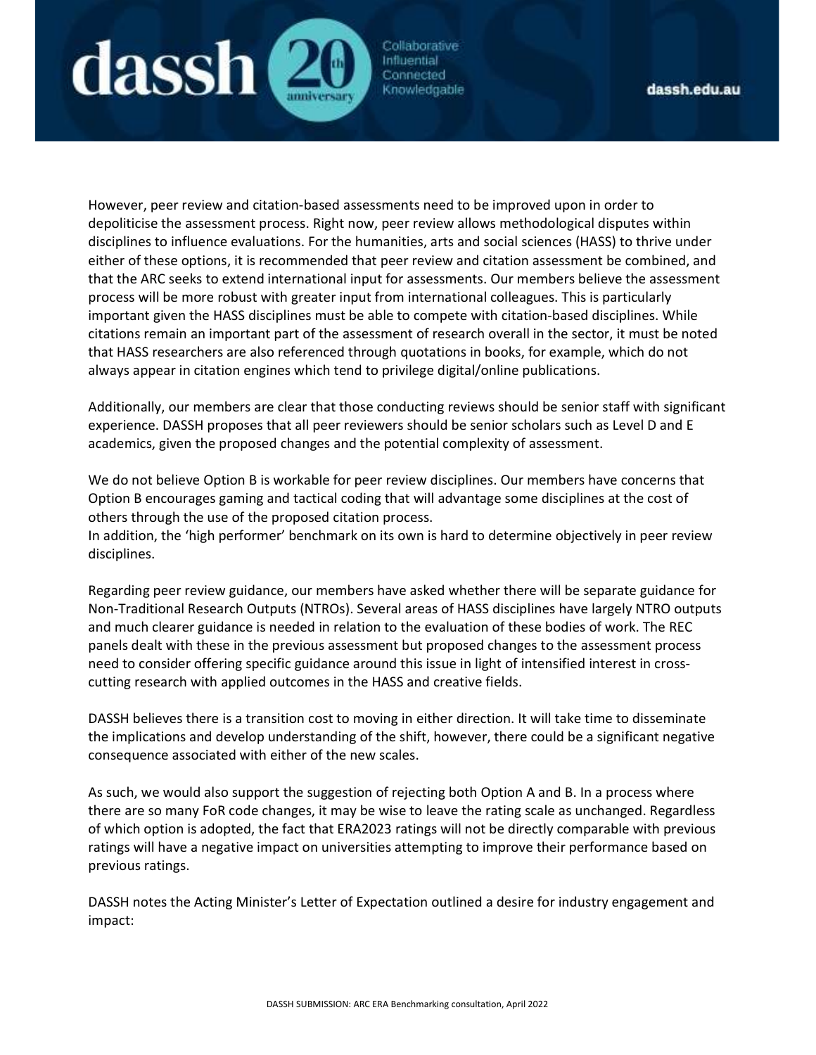However, peer review and citation-based assessments need to be improved upon in order to depoliticise the assessment process. Right now, peer review allows methodological disputes within disciplines to influence evaluations. For the humanities, arts and social sciences (HASS) to thrive under either of these options, it is recommended that peer review and citation assessment be combined, and that the ARC seeks to extend international input for assessments. Our members believe the assessment process will be more robust with greater input from international colleagues. This is particularly important given the HASS disciplines must be able to compete with citation-based disciplines. While citations remain an important part of the assessment of research overall in the sector, it must be noted that HASS researchers are also referenced through quotations in books, for example, which do not always appear in citation engines which tend to privilege digital/online publications.

Additionally, our members are clear that those conducting reviews should be senior staff with significant experience. DASSH proposes that all peer reviewers should be senior scholars such as Level D and E academics, given the proposed changes and the potential complexity of assessment.

We do not believe Option B is workable for peer review disciplines. Our members have concerns that Option B encourages gaming and tactical coding that will advantage some disciplines at the cost of others through the use of the proposed citation process.
In addition, the 'high performer' benchmark on its own is hard to determine objectively in peer review disciplines.

Regarding peer review guidance, our members have asked whether there will be separate guidance for Non-Traditional Research Outputs (NTROs). Several areas of HASS disciplines have largely NTRO outputs and much clearer guidance is needed in relation to the evaluation of these bodies of work. The REC panels dealt with these in the previous assessment but proposed changes to the assessment process need to consider offering specific guidance around this issue in light of intensified interest in cross-cutting research with applied outcomes in the HASS and creative fields.

DASSH believes there is a transition cost to moving in either direction. It will take time to disseminate the implications and develop understanding of the shift, however, there could be a significant negative consequence associated with either of the new scales.

As such, we would also support the suggestion of rejecting both Option A and B. In a process where there are so many FoR code changes, it may be wise to leave the rating scale as unchanged. Regardless of which option is adopted, the fact that ERA2023 ratings will not be directly comparable with previous ratings will have a negative impact on universities attempting to improve their performance based on previous ratings.

DASSH notes the Acting Minister's Letter of Expectation outlined a desire for industry engagement and impact: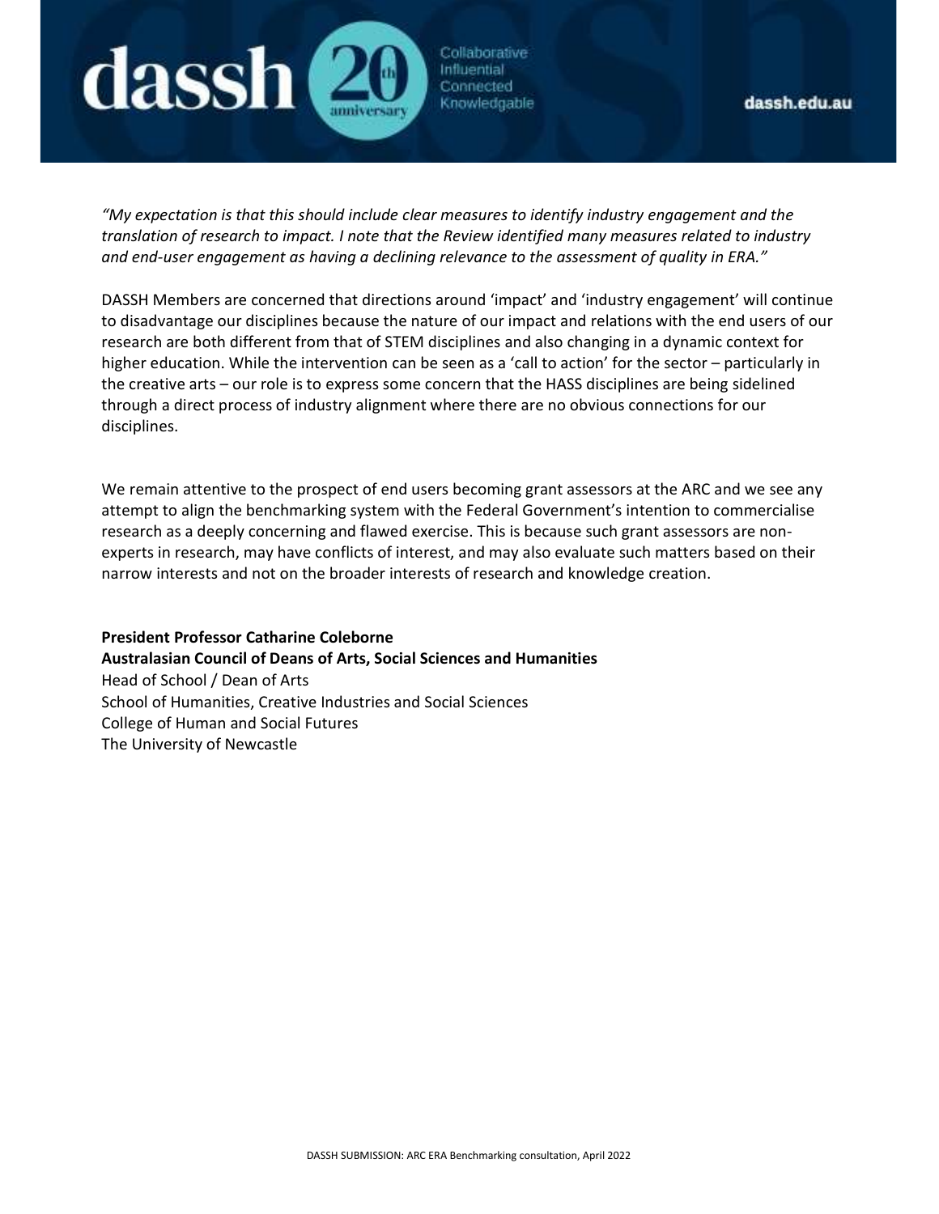*"My expectation is that this should include clear measures to identify industry engagement and the translation of research to impact. I note that the Review identified many measures related to industry and end-user engagement as having a declining relevance to the assessment of quality in ERA."*

DASSH Members are concerned that directions around 'impact' and 'industry engagement' will continue to disadvantage our disciplines because the nature of our impact and relations with the end users of our research are both different from that of STEM disciplines and also changing in a dynamic context for higher education. While the intervention can be seen as a 'call to action' for the sector – particularly in the creative arts – our role is to express some concern that the HASS disciplines are being sidelined through a direct process of industry alignment where there are no obvious connections for our disciplines.

We remain attentive to the prospect of end users becoming grant assessors at the ARC and we see any attempt to align the benchmarking system with the Federal Government's intention to commercialise research as a deeply concerning and flawed exercise. This is because such grant assessors are non-experts in research, may have conflicts of interest, and may also evaluate such matters based on their narrow interests and not on the broader interests of research and knowledge creation.

**President Professor Catharine Coleborne**
**Australasian Council of Deans of Arts, Social Sciences and Humanities**
Head of School / Dean of Arts
School of Humanities, Creative Industries and Social Sciences
College of Human and Social Futures
The University of Newcastle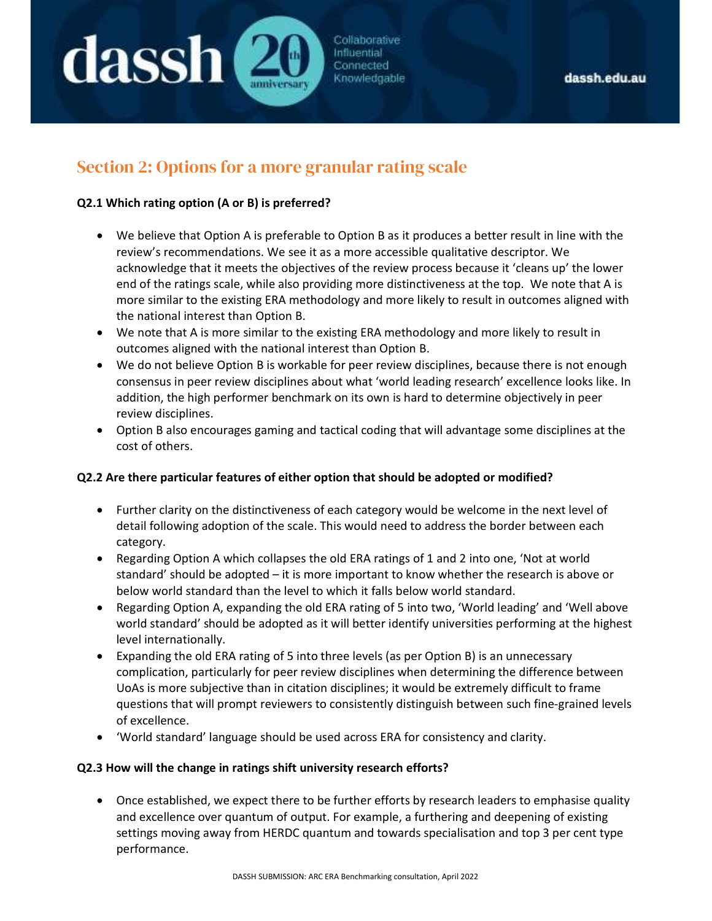## Section 2: Options for a more granular rating scale

**Q2.1 Which rating option (A or B) is preferred?**

- We believe that Option A is preferable to Option B as it produces a better result in line with the review's recommendations. We see it as a more accessible qualitative descriptor. We acknowledge that it meets the objectives of the review process because it 'cleans up' the lower end of the ratings scale, while also providing more distinctiveness at the top. We note that A is more similar to the existing ERA methodology and more likely to result in outcomes aligned with the national interest than Option B.
- We note that A is more similar to the existing ERA methodology and more likely to result in outcomes aligned with the national interest than Option B.
- We do not believe Option B is workable for peer review disciplines, because there is not enough consensus in peer review disciplines about what 'world leading research' excellence looks like. In addition, the high performer benchmark on its own is hard to determine objectively in peer review disciplines.
- Option B also encourages gaming and tactical coding that will advantage some disciplines at the cost of others.

**Q2.2 Are there particular features of either option that should be adopted or modified?**

- Further clarity on the distinctiveness of each category would be welcome in the next level of detail following adoption of the scale. This would need to address the border between each category.
- Regarding Option A which collapses the old ERA ratings of 1 and 2 into one, 'Not at world standard' should be adopted – it is more important to know whether the research is above or below world standard than the level to which it falls below world standard.
- Regarding Option A, expanding the old ERA rating of 5 into two, 'World leading' and 'Well above world standard' should be adopted as it will better identify universities performing at the highest level internationally.
- Expanding the old ERA rating of 5 into three levels (as per Option B) is an unnecessary complication, particularly for peer review disciplines when determining the difference between UoAs is more subjective than in citation disciplines; it would be extremely difficult to frame questions that will prompt reviewers to consistently distinguish between such fine-grained levels of excellence.
- 'World standard' language should be used across ERA for consistency and clarity.

**Q2.3 How will the change in ratings shift university research efforts?**

- Once established, we expect there to be further efforts by research leaders to emphasise quality and excellence over quantum of output. For example, a furthering and deepening of existing settings moving away from HERDC quantum and towards specialisation and top 3 per cent type performance.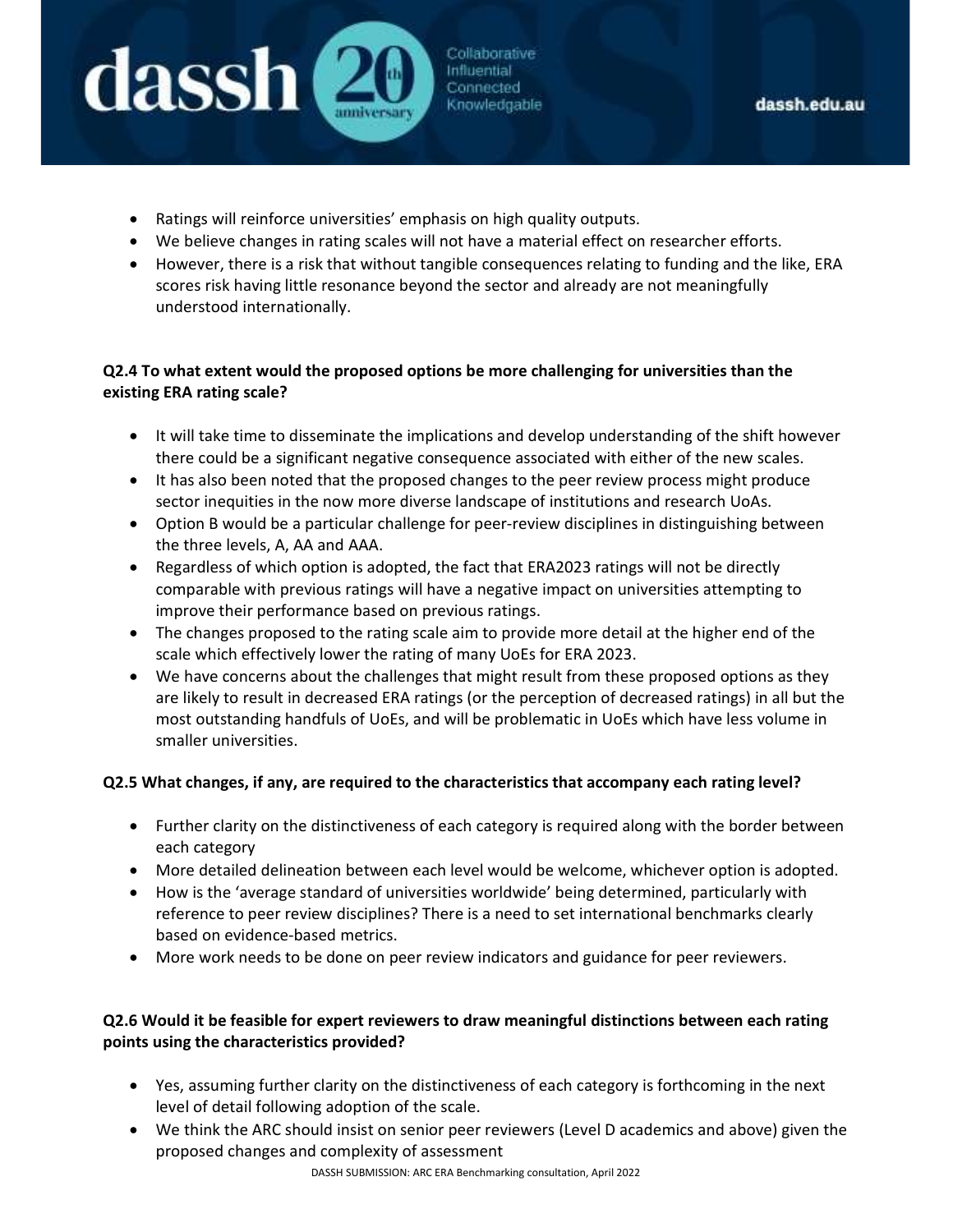- Ratings will reinforce universities' emphasis on high quality outputs.
- We believe changes in rating scales will not have a material effect on researcher efforts.
- However, there is a risk that without tangible consequences relating to funding and the like, ERA scores risk having little resonance beyond the sector and already are not meaningfully understood internationally.

**Q2.4 To what extent would the proposed options be more challenging for universities than the existing ERA rating scale?**

- It will take time to disseminate the implications and develop understanding of the shift however there could be a significant negative consequence associated with either of the new scales.
- It has also been noted that the proposed changes to the peer review process might produce sector inequities in the now more diverse landscape of institutions and research UoAs.
- Option B would be a particular challenge for peer-review disciplines in distinguishing between the three levels, A, AA and AAA.
- Regardless of which option is adopted, the fact that ERA2023 ratings will not be directly comparable with previous ratings will have a negative impact on universities attempting to improve their performance based on previous ratings.
- The changes proposed to the rating scale aim to provide more detail at the higher end of the scale which effectively lower the rating of many UoEs for ERA 2023.
- We have concerns about the challenges that might result from these proposed options as they are likely to result in decreased ERA ratings (or the perception of decreased ratings) in all but the most outstanding handfuls of UoEs, and will be problematic in UoEs which have less volume in smaller universities.

**Q2.5 What changes, if any, are required to the characteristics that accompany each rating level?**

- Further clarity on the distinctiveness of each category is required along with the border between each category
- More detailed delineation between each level would be welcome, whichever option is adopted.
- How is the 'average standard of universities worldwide' being determined, particularly with reference to peer review disciplines? There is a need to set international benchmarks clearly based on evidence-based metrics.
- More work needs to be done on peer review indicators and guidance for peer reviewers.

**Q2.6 Would it be feasible for expert reviewers to draw meaningful distinctions between each rating points using the characteristics provided?**

- Yes, assuming further clarity on the distinctiveness of each category is forthcoming in the next level of detail following adoption of the scale.
- We think the ARC should insist on senior peer reviewers (Level D academics and above) given the proposed changes and complexity of assessment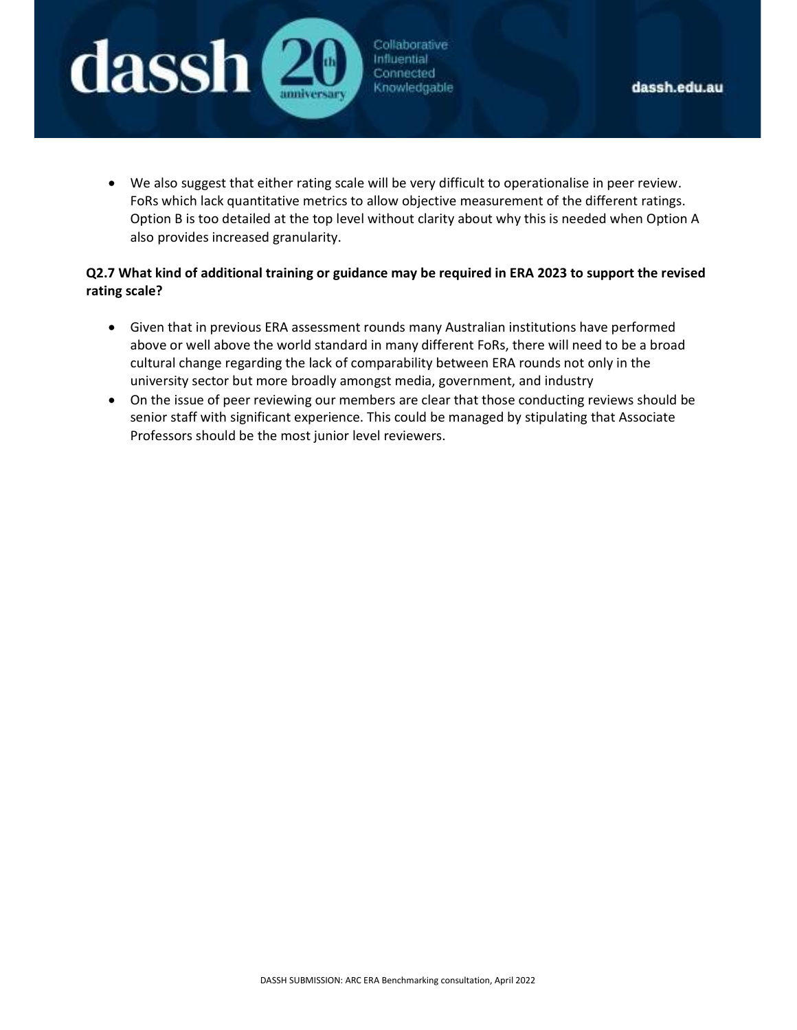- We also suggest that either rating scale will be very difficult to operationalise in peer review. FoRs which lack quantitative metrics to allow objective measurement of the different ratings. Option B is too detailed at the top level without clarity about why this is needed when Option A also provides increased granularity.

**Q2.7 What kind of additional training or guidance may be required in ERA 2023 to support the revised rating scale?**

- Given that in previous ERA assessment rounds many Australian institutions have performed above or well above the world standard in many different FoRs, there will need to be a broad cultural change regarding the lack of comparability between ERA rounds not only in the university sector but more broadly amongst media, government, and industry
- On the issue of peer reviewing our members are clear that those conducting reviews should be senior staff with significant experience. This could be managed by stipulating that Associate Professors should be the most junior level reviewers.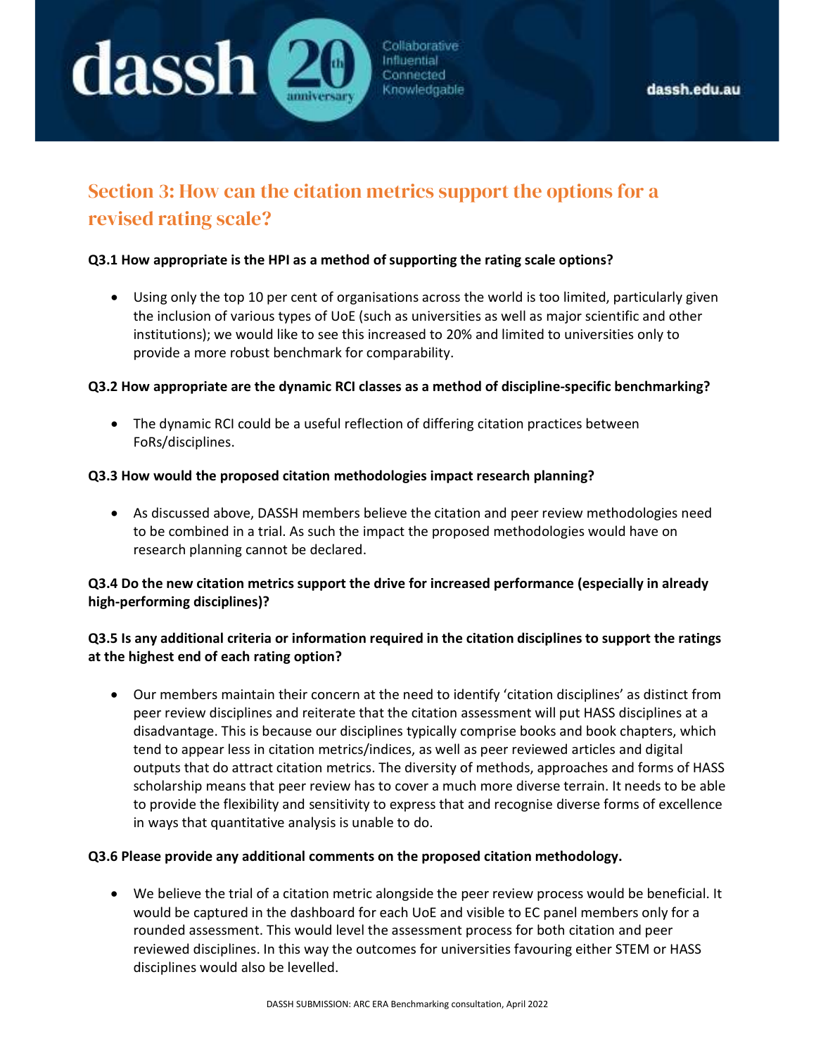## Section 3: How can the citation metrics support the options for a revised rating scale?

**Q3.1 How appropriate is the HPI as a method of supporting the rating scale options?**

- Using only the top 10 per cent of organisations across the world is too limited, particularly given the inclusion of various types of UoE (such as universities as well as major scientific and other institutions); we would like to see this increased to 20% and limited to universities only to provide a more robust benchmark for comparability.

**Q3.2 How appropriate are the dynamic RCI classes as a method of discipline-specific benchmarking?**

- The dynamic RCI could be a useful reflection of differing citation practices between FoRs/disciplines.

**Q3.3 How would the proposed citation methodologies impact research planning?**

- As discussed above, DASSH members believe the citation and peer review methodologies need to be combined in a trial. As such the impact the proposed methodologies would have on research planning cannot be declared.

**Q3.4 Do the new citation metrics support the drive for increased performance (especially in already high-performing disciplines)?**

**Q3.5 Is any additional criteria or information required in the citation disciplines to support the ratings at the highest end of each rating option?**

- Our members maintain their concern at the need to identify 'citation disciplines' as distinct from peer review disciplines and reiterate that the citation assessment will put HASS disciplines at a disadvantage. This is because our disciplines typically comprise books and book chapters, which tend to appear less in citation metrics/indices, as well as peer reviewed articles and digital outputs that do attract citation metrics. The diversity of methods, approaches and forms of HASS scholarship means that peer review has to cover a much more diverse terrain. It needs to be able to provide the flexibility and sensitivity to express that and recognise diverse forms of excellence in ways that quantitative analysis is unable to do.

**Q3.6 Please provide any additional comments on the proposed citation methodology.**

- We believe the trial of a citation metric alongside the peer review process would be beneficial. It would be captured in the dashboard for each UoE and visible to EC panel members only for a rounded assessment. This would level the assessment process for both citation and peer reviewed disciplines. In this way the outcomes for universities favouring either STEM or HASS disciplines would also be levelled.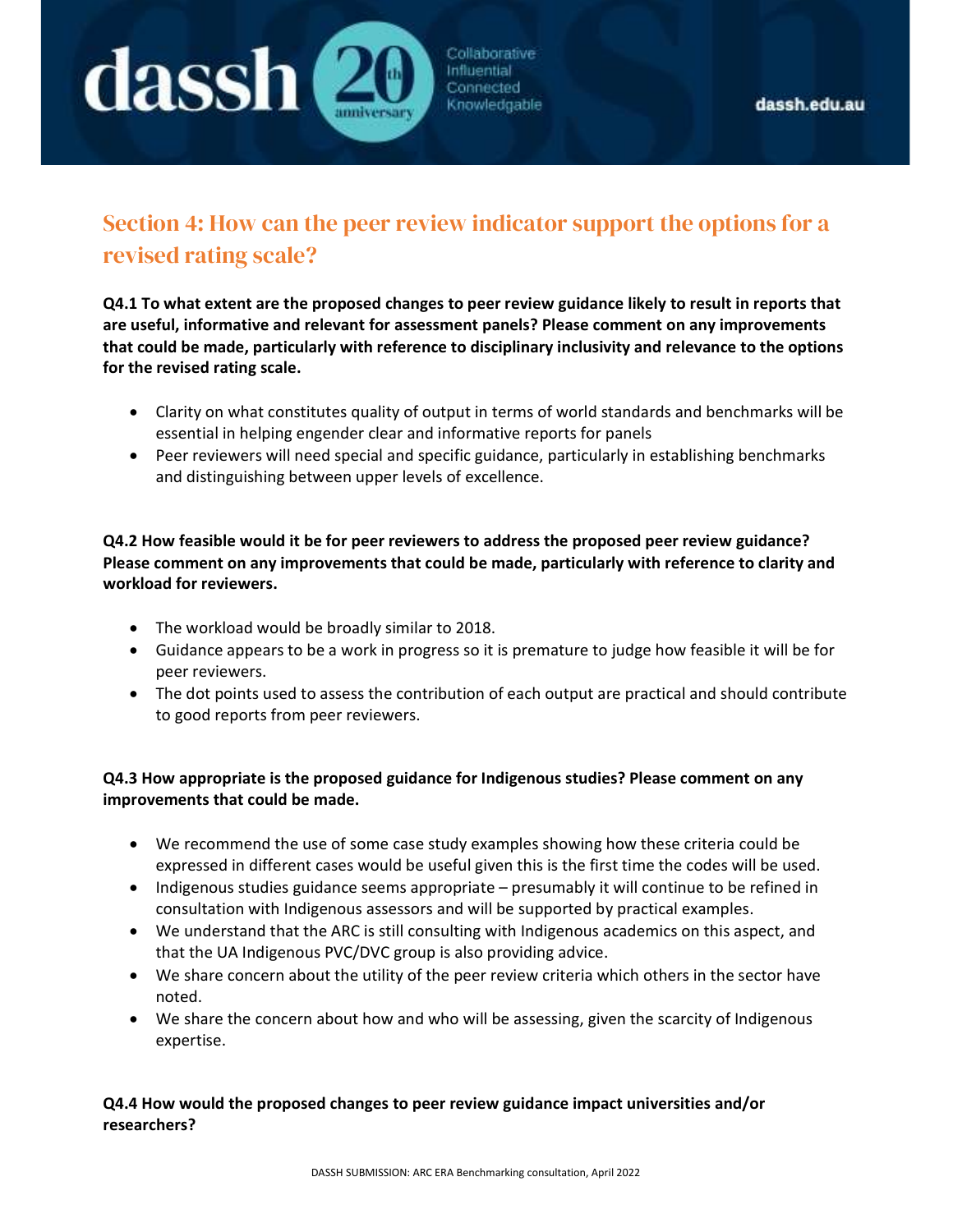## Section 4: How can the peer review indicator support the options for a revised rating scale?

**Q4.1 To what extent are the proposed changes to peer review guidance likely to result in reports that are useful, informative and relevant for assessment panels? Please comment on any improvements that could be made, particularly with reference to disciplinary inclusivity and relevance to the options for the revised rating scale.**

- Clarity on what constitutes quality of output in terms of world standards and benchmarks will be essential in helping engender clear and informative reports for panels
- Peer reviewers will need special and specific guidance, particularly in establishing benchmarks and distinguishing between upper levels of excellence.

**Q4.2 How feasible would it be for peer reviewers to address the proposed peer review guidance? Please comment on any improvements that could be made, particularly with reference to clarity and workload for reviewers.**

- The workload would be broadly similar to 2018.
- Guidance appears to be a work in progress so it is premature to judge how feasible it will be for peer reviewers.
- The dot points used to assess the contribution of each output are practical and should contribute to good reports from peer reviewers.

**Q4.3 How appropriate is the proposed guidance for Indigenous studies? Please comment on any improvements that could be made.**

- We recommend the use of some case study examples showing how these criteria could be expressed in different cases would be useful given this is the first time the codes will be used.
- Indigenous studies guidance seems appropriate – presumably it will continue to be refined in consultation with Indigenous assessors and will be supported by practical examples.
- We understand that the ARC is still consulting with Indigenous academics on this aspect, and that the UA Indigenous PVC/DVC group is also providing advice.
- We share concern about the utility of the peer review criteria which others in the sector have noted.
- We share the concern about how and who will be assessing, given the scarcity of Indigenous expertise.

**Q4.4 How would the proposed changes to peer review guidance impact universities and/or researchers?**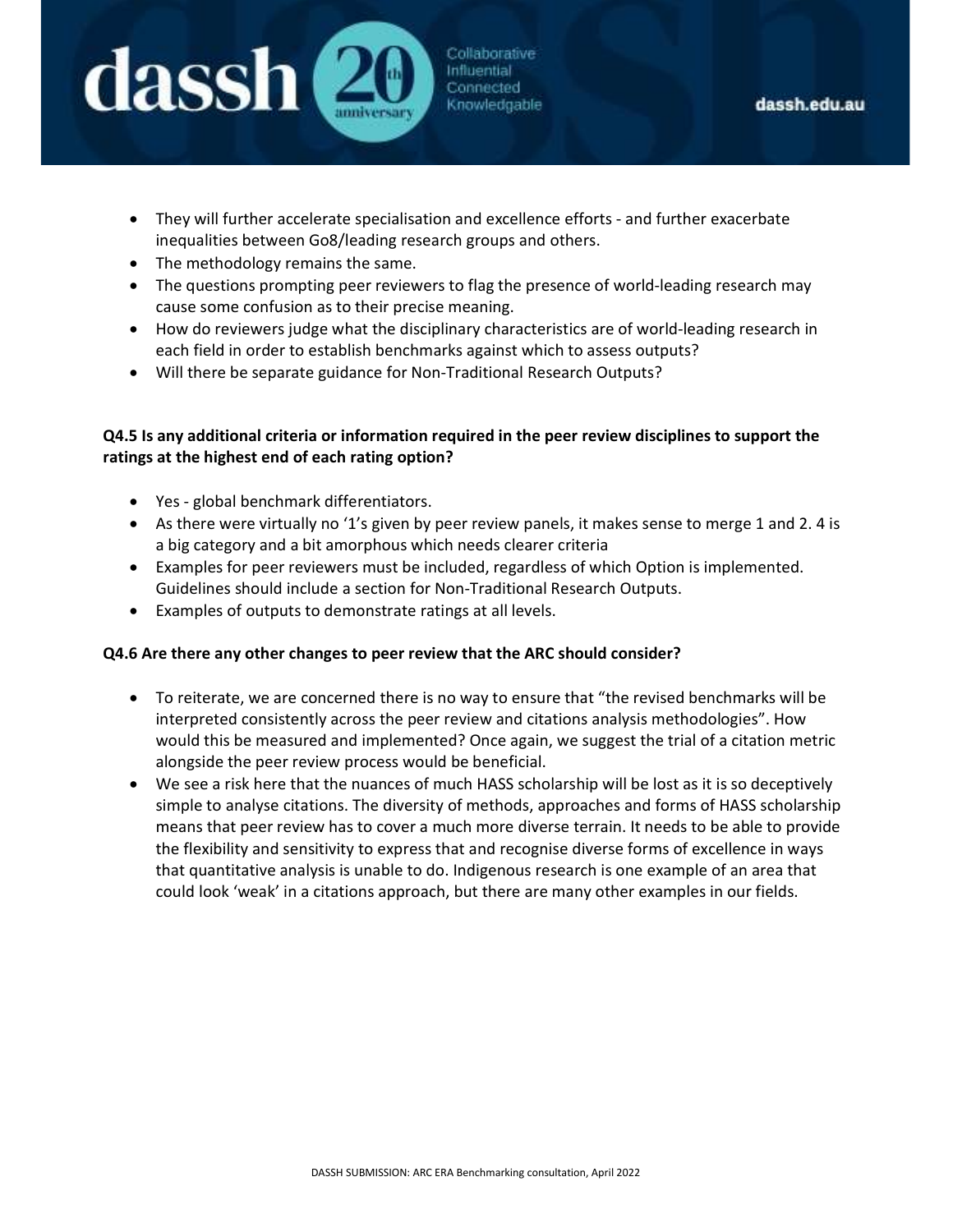- They will further accelerate specialisation and excellence efforts - and further exacerbate inequalities between Go8/leading research groups and others.
- The methodology remains the same.
- The questions prompting peer reviewers to flag the presence of world-leading research may cause some confusion as to their precise meaning.
- How do reviewers judge what the disciplinary characteristics are of world-leading research in each field in order to establish benchmarks against which to assess outputs?
- Will there be separate guidance for Non-Traditional Research Outputs?

**Q4.5 Is any additional criteria or information required in the peer review disciplines to support the ratings at the highest end of each rating option?**

- Yes - global benchmark differentiators.
- As there were virtually no '1's given by peer review panels, it makes sense to merge 1 and 2. 4 is a big category and a bit amorphous which needs clearer criteria
- Examples for peer reviewers must be included, regardless of which Option is implemented. Guidelines should include a section for Non-Traditional Research Outputs.
- Examples of outputs to demonstrate ratings at all levels.

**Q4.6 Are there any other changes to peer review that the ARC should consider?**

- To reiterate, we are concerned there is no way to ensure that "the revised benchmarks will be interpreted consistently across the peer review and citations analysis methodologies". How would this be measured and implemented? Once again, we suggest the trial of a citation metric alongside the peer review process would be beneficial.
- We see a risk here that the nuances of much HASS scholarship will be lost as it is so deceptively simple to analyse citations. The diversity of methods, approaches and forms of HASS scholarship means that peer review has to cover a much more diverse terrain. It needs to be able to provide the flexibility and sensitivity to express that and recognise diverse forms of excellence in ways that quantitative analysis is unable to do. Indigenous research is one example of an area that could look 'weak' in a citations approach, but there are many other examples in our fields.